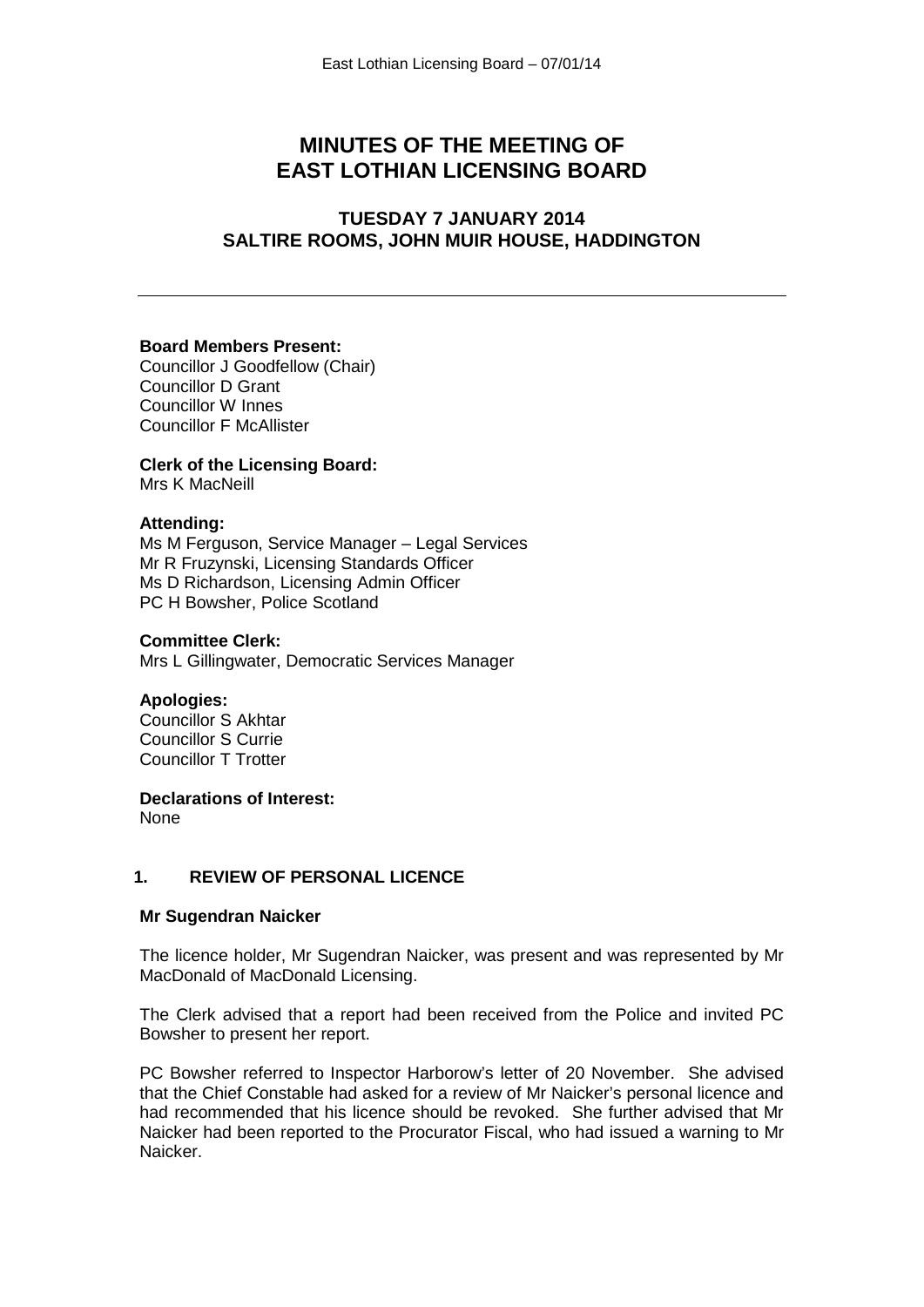# MINUTES OF THE MEETING OF EAST LOTHIAN LICENSING BOARD

## TUESDAY 7 JANUARY 2014
## SALTIRE ROOMS, JOHN MUIR HOUSE, HADDINGTON

---

**Board Members Present:**
Councillor J Goodfellow (Chair)
Councillor D Grant
Councillor W Innes
Councillor F McAllister

**Clerk of the Licensing Board:**
Mrs K MacNeill

**Attending:**
Ms M Ferguson, Service Manager – Legal Services
Mr R Fruzynski, Licensing Standards Officer
Ms D Richardson, Licensing Admin Officer
PC H Bowsher, Police Scotland

**Committee Clerk:**
Mrs L Gillingwater, Democratic Services Manager

**Apologies:**
Councillor S Akhtar
Councillor S Currie
Councillor T Trotter

**Declarations of Interest:**
None

### 1. REVIEW OF PERSONAL LICENCE

**Mr Sugendran Naicker**

The licence holder, Mr Sugendran Naicker, was present and was represented by Mr MacDonald of MacDonald Licensing.

The Clerk advised that a report had been received from the Police and invited PC Bowsher to present her report.

PC Bowsher referred to Inspector Harborow's letter of 20 November. She advised that the Chief Constable had asked for a review of Mr Naicker's personal licence and had recommended that his licence should be revoked. She further advised that Mr Naicker had been reported to the Procurator Fiscal, who had issued a warning to Mr Naicker.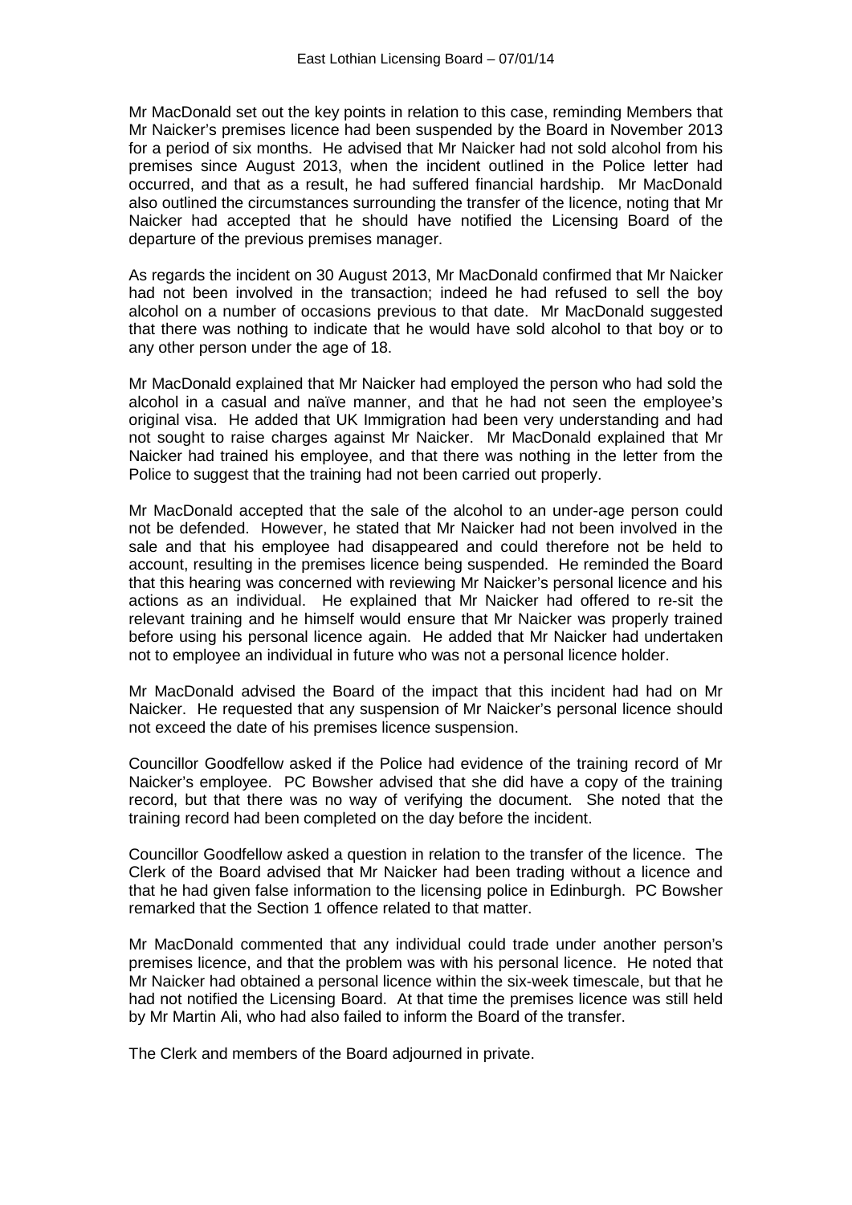Mr MacDonald set out the key points in relation to this case, reminding Members that Mr Naicker's premises licence had been suspended by the Board in November 2013 for a period of six months. He advised that Mr Naicker had not sold alcohol from his premises since August 2013, when the incident outlined in the Police letter had occurred, and that as a result, he had suffered financial hardship. Mr MacDonald also outlined the circumstances surrounding the transfer of the licence, noting that Mr Naicker had accepted that he should have notified the Licensing Board of the departure of the previous premises manager.

As regards the incident on 30 August 2013, Mr MacDonald confirmed that Mr Naicker had not been involved in the transaction; indeed he had refused to sell the boy alcohol on a number of occasions previous to that date. Mr MacDonald suggested that there was nothing to indicate that he would have sold alcohol to that boy or to any other person under the age of 18.

Mr MacDonald explained that Mr Naicker had employed the person who had sold the alcohol in a casual and naïve manner, and that he had not seen the employee's original visa. He added that UK Immigration had been very understanding and had not sought to raise charges against Mr Naicker. Mr MacDonald explained that Mr Naicker had trained his employee, and that there was nothing in the letter from the Police to suggest that the training had not been carried out properly.

Mr MacDonald accepted that the sale of the alcohol to an under-age person could not be defended. However, he stated that Mr Naicker had not been involved in the sale and that his employee had disappeared and could therefore not be held to account, resulting in the premises licence being suspended. He reminded the Board that this hearing was concerned with reviewing Mr Naicker's personal licence and his actions as an individual. He explained that Mr Naicker had offered to re-sit the relevant training and he himself would ensure that Mr Naicker was properly trained before using his personal licence again. He added that Mr Naicker had undertaken not to employee an individual in future who was not a personal licence holder.

Mr MacDonald advised the Board of the impact that this incident had had on Mr Naicker. He requested that any suspension of Mr Naicker's personal licence should not exceed the date of his premises licence suspension.

Councillor Goodfellow asked if the Police had evidence of the training record of Mr Naicker's employee. PC Bowsher advised that she did have a copy of the training record, but that there was no way of verifying the document. She noted that the training record had been completed on the day before the incident.

Councillor Goodfellow asked a question in relation to the transfer of the licence. The Clerk of the Board advised that Mr Naicker had been trading without a licence and that he had given false information to the licensing police in Edinburgh. PC Bowsher remarked that the Section 1 offence related to that matter.

Mr MacDonald commented that any individual could trade under another person's premises licence, and that the problem was with his personal licence. He noted that Mr Naicker had obtained a personal licence within the six-week timescale, but that he had not notified the Licensing Board. At that time the premises licence was still held by Mr Martin Ali, who had also failed to inform the Board of the transfer.

The Clerk and members of the Board adjourned in private.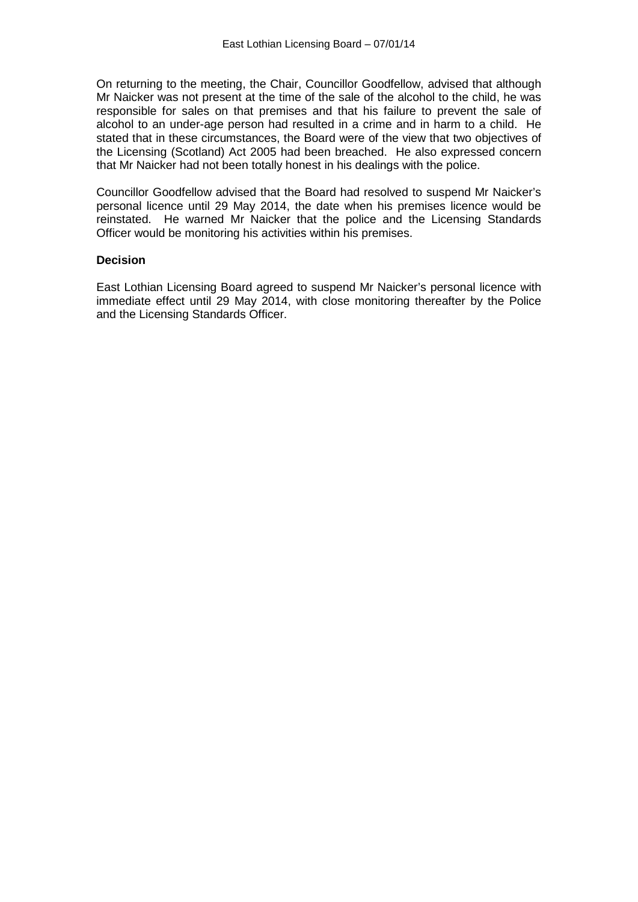On returning to the meeting, the Chair, Councillor Goodfellow, advised that although Mr Naicker was not present at the time of the sale of the alcohol to the child, he was responsible for sales on that premises and that his failure to prevent the sale of alcohol to an under-age person had resulted in a crime and in harm to a child. He stated that in these circumstances, the Board were of the view that two objectives of the Licensing (Scotland) Act 2005 had been breached. He also expressed concern that Mr Naicker had not been totally honest in his dealings with the police.

Councillor Goodfellow advised that the Board had resolved to suspend Mr Naicker's personal licence until 29 May 2014, the date when his premises licence would be reinstated. He warned Mr Naicker that the police and the Licensing Standards Officer would be monitoring his activities within his premises.

**Decision**

East Lothian Licensing Board agreed to suspend Mr Naicker's personal licence with immediate effect until 29 May 2014, with close monitoring thereafter by the Police and the Licensing Standards Officer.